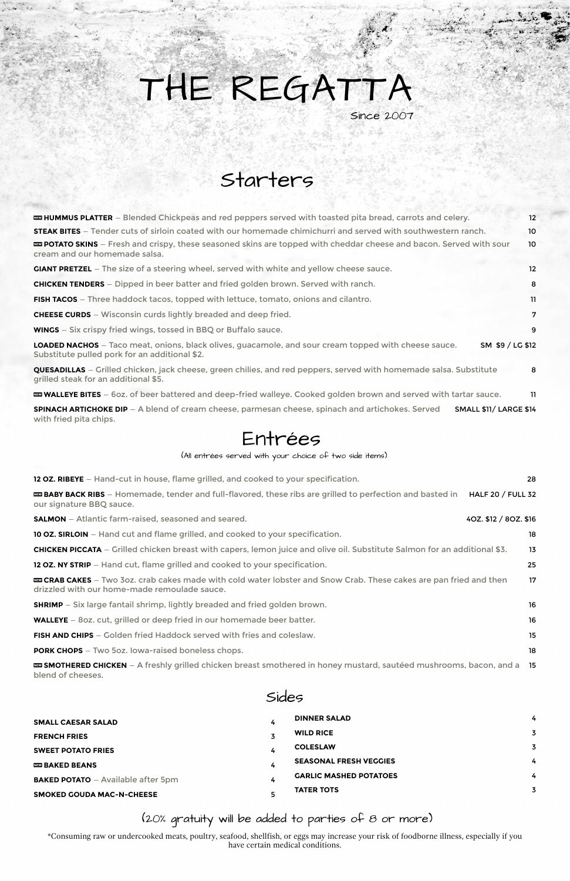# THE REGATTA

Since 2007

## Starters

| Item | Price |
|---|---|
| NEW **HUMMUS PLATTER** – Blended Chickpeas and red peppers served with toasted pita bread, carrots and celery. | 12 |
| **STEAK BITES** – Tender cuts of sirloin coated with our homemade chimichurri and served with southwestern ranch. | 10 |
| NEW **POTATO SKINS** – Fresh and crispy, these seasoned skins are topped with cheddar cheese and bacon. Served with sour cream and our homemade salsa. | 10 |
| **GIANT PRETZEL** – The size of a steering wheel, served with white and yellow cheese sauce. | 12 |
| **CHICKEN TENDERS** – Dipped in beer batter and fried golden brown. Served with ranch. | 8 |
| **FISH TACOS** – Three haddock tacos, topped with lettuce, tomato, onions and cilantro. | 11 |
| **CHEESE CURDS** – Wisconsin curds lightly breaded and deep fried. | 7 |
| **WINGS** – Six crispy fried wings, tossed in BBQ or Buffalo sauce. | 9 |
| **LOADED NACHOS** – Taco meat, onions, black olives, guacamole, and sour cream topped with cheese sauce. Substitute pulled pork for an additional $2. | SM $9 / LG $12 |
| **QUESADILLAS** – Grilled chicken, jack cheese, green chilies, and red peppers, served with homemade salsa. Substitute grilled steak for an additional $5. | 8 |
| NEW **WALLEYE BITES** – 6oz. of beer battered and deep-fried walleye. Cooked golden brown and served with tartar sauce. | 11 |
| **SPINACH ARTICHOKE DIP** – A blend of cream cheese, parmesan cheese, spinach and artichokes. Served with fried pita chips. | SMALL $11/ LARGE $14 |

## Entrées

(All entrées served with your choice of two side items)

| Item | Price |
|---|---|
| **12 OZ. RIBEYE** – Hand-cut in house, flame grilled, and cooked to your specification. | 28 |
| NEW **BABY BACK RIBS** – Homemade, tender and full-flavored, these ribs are grilled to perfection and basted in our signature BBQ sauce. | HALF 20 / FULL 32 |
| **SALMON** – Atlantic farm-raised, seasoned and seared. | 4OZ. $12 / 8OZ. $16 |
| **10 OZ. SIRLOIN** – Hand cut and flame grilled, and cooked to your specification. | 18 |
| **CHICKEN PICCATA** – Grilled chicken breast with capers, lemon juice and olive oil. Substitute Salmon for an additional $3. | 13 |
| **12 OZ. NY STRIP** – Hand cut, flame grilled and cooked to your specification. | 25 |
| NEW **CRAB CAKES** – Two 3oz. crab cakes made with cold water lobster and Snow Crab. These cakes are pan fried and then drizzled with our home-made remoulade sauce. | 17 |
| **SHRIMP** – Six large fantail shrimp, lightly breaded and fried golden brown. | 16 |
| **WALLEYE** – 8oz. cut, grilled or deep fried in our homemade beer batter. | 16 |
| **FISH AND CHIPS** – Golden fried Haddock served with fries and coleslaw. | 15 |
| **PORK CHOPS** – Two 5oz. Iowa-raised boneless chops. | 18 |
| NEW **SMOTHERED CHICKEN** – A freshly grilled chicken breast smothered in honey mustard, sautéed mushrooms, bacon, and a blend of cheeses. | 15 |

## Sides

| Item | Price |
|---|---|
| **SMALL CAESAR SALAD** | 4 |
| **FRENCH FRIES** | 3 |
| **SWEET POTATO FRIES** | 4 |
| NEW **BAKED BEANS** | 4 |
| **BAKED POTATO** – Available after 5pm | 4 |
| **SMOKED GOUDA MAC-N-CHEESE** | 5 |
| **DINNER SALAD** | 4 |
| **WILD RICE** | 3 |
| **COLESLAW** | 3 |
| **SEASONAL FRESH VEGGIES** | 4 |
| **GARLIC MASHED POTATOES** | 4 |
| **TATER TOTS** | 3 |

(20% gratuity will be added to parties of 8 or more)

*Consuming raw or undercooked meats, poultry, seafood, shellfish, or eggs may increase your risk of foodborne illness, especially if you have certain medical conditions.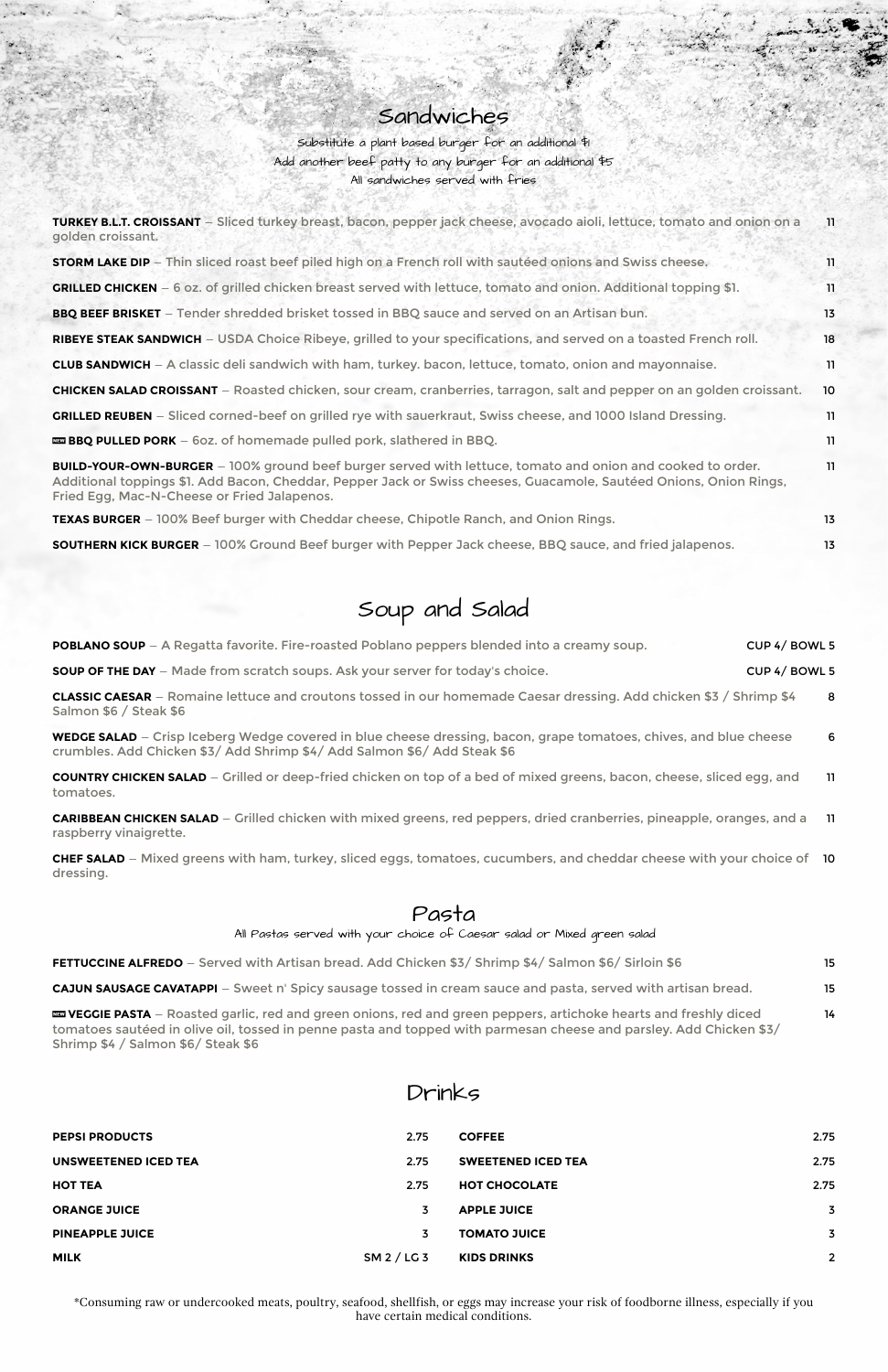## Sandwiches

Substitute a plant based burger for an additional $1
Add another beef patty to any burger for an additional $5
All sandwiches served with fries

| | |
|---|---|
| **TURKEY B.L.T. CROISSANT** – Sliced turkey breast, bacon, pepper jack cheese, avocado aioli, lettuce, tomato and onion on a golden croissant. | 11 |
| **STORM LAKE DIP** – Thin sliced roast beef piled high on a French roll with sautéed onions and Swiss cheese. | 11 |
| **GRILLED CHICKEN** – 6 oz. of grilled chicken breast served with lettuce, tomato and onion. Additional topping $1. | 11 |
| **BBQ BEEF BRISKET** – Tender shredded brisket tossed in BBQ sauce and served on an Artisan bun. | 13 |
| **RIBEYE STEAK SANDWICH** – USDA Choice Ribeye, grilled to your specifications, and served on a toasted French roll. | 18 |
| **CLUB SANDWICH** – A classic deli sandwich with ham, turkey. bacon, lettuce, tomato, onion and mayonnaise. | 11 |
| **CHICKEN SALAD CROISSANT** – Roasted chicken, sour cream, cranberries, tarragon, salt and pepper on an golden croissant. | 10 |
| **GRILLED REUBEN** – Sliced corned-beef on grilled rye with sauerkraut, Swiss cheese, and 1000 Island Dressing. | 11 |
| NEW **BBQ PULLED PORK** – 6oz. of homemade pulled pork, slathered in BBQ. | 11 |
| **BUILD-YOUR-OWN-BURGER** – 100% ground beef burger served with lettuce, tomato and onion and cooked to order. Additional toppings $1. Add Bacon, Cheddar, Pepper Jack or Swiss cheeses, Guacamole, Sautéed Onions, Onion Rings, Fried Egg, Mac-N-Cheese or Fried Jalapenos. | 11 |
| **TEXAS BURGER** – 100% Beef burger with Cheddar cheese, Chipotle Ranch, and Onion Rings. | 13 |
| **SOUTHERN KICK BURGER** – 100% Ground Beef burger with Pepper Jack cheese, BBQ sauce, and fried jalapenos. | 13 |

## Soup and Salad

| | |
|---|---|
| **POBLANO SOUP** – A Regatta favorite. Fire-roasted Poblano peppers blended into a creamy soup. | CUP 4/ BOWL 5 |
| **SOUP OF THE DAY** – Made from scratch soups. Ask your server for today's choice. | CUP 4/ BOWL 5 |
| **CLASSIC CAESAR** – Romaine lettuce and croutons tossed in our homemade Caesar dressing. Add chicken $3 / Shrimp $4 Salmon $6 / Steak $6 | 8 |
| **WEDGE SALAD** – Crisp Iceberg Wedge covered in blue cheese dressing, bacon, grape tomatoes, chives, and blue cheese crumbles. Add Chicken $3/ Add Shrimp $4/ Add Salmon $6/ Add Steak $6 | 6 |
| **COUNTRY CHICKEN SALAD** – Grilled or deep-fried chicken on top of a bed of mixed greens, bacon, cheese, sliced egg, and tomatoes. | 11 |
| **CARIBBEAN CHICKEN SALAD** – Grilled chicken with mixed greens, red peppers, dried cranberries, pineapple, oranges, and a raspberry vinaigrette. | 11 |
| **CHEF SALAD** – Mixed greens with ham, turkey, sliced eggs, tomatoes, cucumbers, and cheddar cheese with your choice of dressing. | 10 |

## Pasta

All Pastas served with your choice of Caesar salad or Mixed green salad

| | |
|---|---|
| **FETTUCCINE ALFREDO** – Served with Artisan bread. Add Chicken $3/ Shrimp $4/ Salmon $6/ Sirloin $6 | 15 |
| **CAJUN SAUSAGE CAVATAPPI** – Sweet n' Spicy sausage tossed in cream sauce and pasta, served with artisan bread. | 15 |
| NEW **VEGGIE PASTA** – Roasted garlic, red and green onions, red and green peppers, artichoke hearts and freshly diced tomatoes sautéed in olive oil, tossed in penne pasta and topped with parmesan cheese and parsley. Add Chicken $3/ Shrimp $4 / Salmon $6/ Steak $6 | 14 |

## Drinks

| | | | |
|---|---|---|---|
| **PEPSI PRODUCTS** | 2.75 | **COFFEE** | 2.75 |
| **UNSWEETENED ICED TEA** | 2.75 | **SWEETENED ICED TEA** | 2.75 |
| **HOT TEA** | 2.75 | **HOT CHOCOLATE** | 2.75 |
| **ORANGE JUICE** | 3 | **APPLE JUICE** | 3 |
| **PINEAPPLE JUICE** | 3 | **TOMATO JUICE** | 3 |
| **MILK** | SM 2 / LG 3 | **KIDS DRINKS** | 2 |

*Consuming raw or undercooked meats, poultry, seafood, shellfish, or eggs may increase your risk of foodborne illness, especially if you have certain medical conditions.